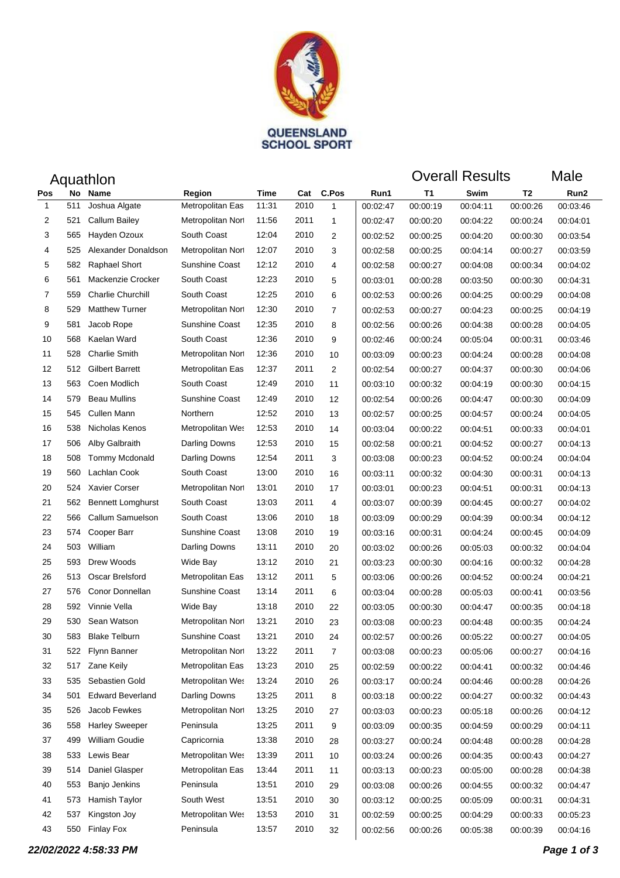QUEENSLAND SCHOOL SPORT

# Aquathlon

## Overall Results Male

| Pos | No | Name | Region | Time | Cat | C.Pos | Run1 | T1 | Swim | T2 | Run2 |
|---|---|---|---|---|---|---|---|---|---|---|---|
| 1 | 511 | Joshua Algate | Metropolitan Eas | 11:31 | 2010 | 1 | 00:02:47 | 00:00:19 | 00:04:11 | 00:00:26 | 00:03:46 |
| 2 | 521 | Callum Bailey | Metropolitan Nort | 11:56 | 2011 | 1 | 00:02:47 | 00:00:20 | 00:04:22 | 00:00:24 | 00:04:01 |
| 3 | 565 | Hayden Ozoux | South Coast | 12:04 | 2010 | 2 | 00:02:52 | 00:00:25 | 00:04:20 | 00:00:30 | 00:03:54 |
| 4 | 525 | Alexander Donaldson | Metropolitan Nort | 12:07 | 2010 | 3 | 00:02:58 | 00:00:25 | 00:04:14 | 00:00:27 | 00:03:59 |
| 5 | 582 | Raphael Short | Sunshine Coast | 12:12 | 2010 | 4 | 00:02:58 | 00:00:27 | 00:04:08 | 00:00:34 | 00:04:02 |
| 6 | 561 | Mackenzie Crocker | South Coast | 12:23 | 2010 | 5 | 00:03:01 | 00:00:28 | 00:03:50 | 00:00:30 | 00:04:31 |
| 7 | 559 | Charlie Churchill | South Coast | 12:25 | 2010 | 6 | 00:02:53 | 00:00:26 | 00:04:25 | 00:00:29 | 00:04:08 |
| 8 | 529 | Matthew Turner | Metropolitan Nort | 12:30 | 2010 | 7 | 00:02:53 | 00:00:27 | 00:04:23 | 00:00:25 | 00:04:19 |
| 9 | 581 | Jacob Rope | Sunshine Coast | 12:35 | 2010 | 8 | 00:02:56 | 00:00:26 | 00:04:38 | 00:00:28 | 00:04:05 |
| 10 | 568 | Kaelan Ward | South Coast | 12:36 | 2010 | 9 | 00:02:46 | 00:00:24 | 00:05:04 | 00:00:31 | 00:03:46 |
| 11 | 528 | Charlie Smith | Metropolitan Nort | 12:36 | 2010 | 10 | 00:03:09 | 00:00:23 | 00:04:24 | 00:00:28 | 00:04:08 |
| 12 | 512 | Gilbert Barrett | Metropolitan Eas | 12:37 | 2011 | 2 | 00:02:54 | 00:00:27 | 00:04:37 | 00:00:30 | 00:04:06 |
| 13 | 563 | Coen Modlich | South Coast | 12:49 | 2010 | 11 | 00:03:10 | 00:00:32 | 00:04:19 | 00:00:30 | 00:04:15 |
| 14 | 579 | Beau Mullins | Sunshine Coast | 12:49 | 2010 | 12 | 00:02:54 | 00:00:26 | 00:04:47 | 00:00:30 | 00:04:09 |
| 15 | 545 | Cullen Mann | Northern | 12:52 | 2010 | 13 | 00:02:57 | 00:00:25 | 00:04:57 | 00:00:24 | 00:04:05 |
| 16 | 538 | Nicholas Kenos | Metropolitan Wes | 12:53 | 2010 | 14 | 00:03:04 | 00:00:22 | 00:04:51 | 00:00:33 | 00:04:01 |
| 17 | 506 | Alby Galbraith | Darling Downs | 12:53 | 2010 | 15 | 00:02:58 | 00:00:21 | 00:04:52 | 00:00:27 | 00:04:13 |
| 18 | 508 | Tommy Mcdonald | Darling Downs | 12:54 | 2011 | 3 | 00:03:08 | 00:00:23 | 00:04:52 | 00:00:24 | 00:04:04 |
| 19 | 560 | Lachlan Cook | South Coast | 13:00 | 2010 | 16 | 00:03:11 | 00:00:32 | 00:04:30 | 00:00:31 | 00:04:13 |
| 20 | 524 | Xavier Corser | Metropolitan Nort | 13:01 | 2010 | 17 | 00:03:01 | 00:00:23 | 00:04:51 | 00:00:31 | 00:04:13 |
| 21 | 562 | Bennett Lomghurst | South Coast | 13:03 | 2011 | 4 | 00:03:07 | 00:00:39 | 00:04:45 | 00:00:27 | 00:04:02 |
| 22 | 566 | Callum Samuelson | South Coast | 13:06 | 2010 | 18 | 00:03:09 | 00:00:29 | 00:04:39 | 00:00:34 | 00:04:12 |
| 23 | 574 | Cooper Barr | Sunshine Coast | 13:08 | 2010 | 19 | 00:03:16 | 00:00:31 | 00:04:24 | 00:00:45 | 00:04:09 |
| 24 | 503 | William | Darling Downs | 13:11 | 2010 | 20 | 00:03:02 | 00:00:26 | 00:05:03 | 00:00:32 | 00:04:04 |
| 25 | 593 | Drew Woods | Wide Bay | 13:12 | 2010 | 21 | 00:03:23 | 00:00:30 | 00:04:16 | 00:00:32 | 00:04:28 |
| 26 | 513 | Oscar Brelsford | Metropolitan Eas | 13:12 | 2011 | 5 | 00:03:06 | 00:00:26 | 00:04:52 | 00:00:24 | 00:04:21 |
| 27 | 576 | Conor Donnellan | Sunshine Coast | 13:14 | 2011 | 6 | 00:03:04 | 00:00:28 | 00:05:03 | 00:00:41 | 00:03:56 |
| 28 | 592 | Vinnie Vella | Wide Bay | 13:18 | 2010 | 22 | 00:03:05 | 00:00:30 | 00:04:47 | 00:00:35 | 00:04:18 |
| 29 | 530 | Sean Watson | Metropolitan Nort | 13:21 | 2010 | 23 | 00:03:08 | 00:00:23 | 00:04:48 | 00:00:35 | 00:04:24 |
| 30 | 583 | Blake Telburn | Sunshine Coast | 13:21 | 2010 | 24 | 00:02:57 | 00:00:26 | 00:05:22 | 00:00:27 | 00:04:05 |
| 31 | 522 | Flynn Banner | Metropolitan Nort | 13:22 | 2011 | 7 | 00:03:08 | 00:00:23 | 00:05:06 | 00:00:27 | 00:04:16 |
| 32 | 517 | Zane Keily | Metropolitan Eas | 13:23 | 2010 | 25 | 00:02:59 | 00:00:22 | 00:04:41 | 00:00:32 | 00:04:46 |
| 33 | 535 | Sebastien Gold | Metropolitan Wes | 13:24 | 2010 | 26 | 00:03:17 | 00:00:24 | 00:04:46 | 00:00:28 | 00:04:26 |
| 34 | 501 | Edward Beverland | Darling Downs | 13:25 | 2011 | 8 | 00:03:18 | 00:00:22 | 00:04:27 | 00:00:32 | 00:04:43 |
| 35 | 526 | Jacob Fewkes | Metropolitan Nort | 13:25 | 2010 | 27 | 00:03:03 | 00:00:23 | 00:05:18 | 00:00:26 | 00:04:12 |
| 36 | 558 | Harley Sweeper | Peninsula | 13:25 | 2011 | 9 | 00:03:09 | 00:00:35 | 00:04:59 | 00:00:29 | 00:04:11 |
| 37 | 499 | William Goudie | Capricornia | 13:38 | 2010 | 28 | 00:03:27 | 00:00:24 | 00:04:48 | 00:00:28 | 00:04:28 |
| 38 | 533 | Lewis Bear | Metropolitan Wes | 13:39 | 2011 | 10 | 00:03:24 | 00:00:26 | 00:04:35 | 00:00:43 | 00:04:27 |
| 39 | 514 | Daniel Glasper | Metropolitan Eas | 13:44 | 2011 | 11 | 00:03:13 | 00:00:23 | 00:05:00 | 00:00:28 | 00:04:38 |
| 40 | 553 | Banjo Jenkins | Peninsula | 13:51 | 2010 | 29 | 00:03:08 | 00:00:26 | 00:04:55 | 00:00:32 | 00:04:47 |
| 41 | 573 | Hamish Taylor | South West | 13:51 | 2010 | 30 | 00:03:12 | 00:00:25 | 00:05:09 | 00:00:31 | 00:04:31 |
| 42 | 537 | Kingston Joy | Metropolitan Wes | 13:53 | 2010 | 31 | 00:02:59 | 00:00:25 | 00:04:29 | 00:00:33 | 00:05:23 |
| 43 | 550 | Finlay Fox | Peninsula | 13:57 | 2010 | 32 | 00:02:56 | 00:00:26 | 00:05:38 | 00:00:39 | 00:04:16 |

***22/02/2022 4:58:33 PM***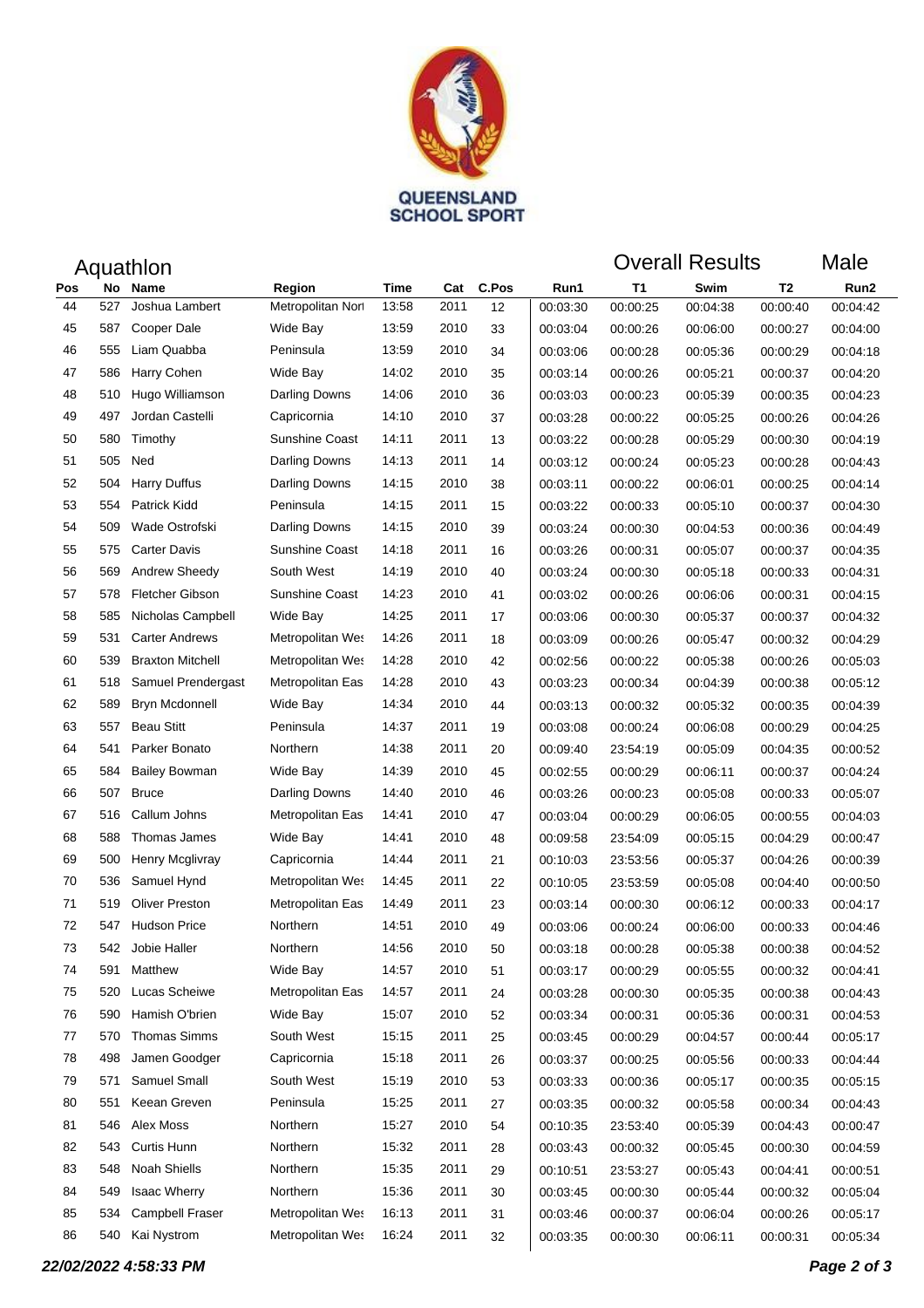QUEENSLAND SCHOOL SPORT

## Aquathlon

**Overall Results — Male**

| Pos | No | Name | Region | Time | Cat | C.Pos | Run1 | T1 | Swim | T2 | Run2 |
|---|---|---|---|---|---|---|---|---|---|---|---|
| 44 | 527 | Joshua Lambert | Metropolitan Nort | 13:58 | 2011 | 12 | 00:03:30 | 00:00:25 | 00:04:38 | 00:00:40 | 00:04:42 |
| 45 | 587 | Cooper Dale | Wide Bay | 13:59 | 2010 | 33 | 00:03:04 | 00:00:26 | 00:06:00 | 00:00:27 | 00:04:00 |
| 46 | 555 | Liam Quabba | Peninsula | 13:59 | 2010 | 34 | 00:03:06 | 00:00:28 | 00:05:36 | 00:00:29 | 00:04:18 |
| 47 | 586 | Harry Cohen | Wide Bay | 14:02 | 2010 | 35 | 00:03:14 | 00:00:26 | 00:05:21 | 00:00:37 | 00:04:20 |
| 48 | 510 | Hugo Williamson | Darling Downs | 14:06 | 2010 | 36 | 00:03:03 | 00:00:23 | 00:05:39 | 00:00:35 | 00:04:23 |
| 49 | 497 | Jordan Castelli | Capricornia | 14:10 | 2010 | 37 | 00:03:28 | 00:00:22 | 00:05:25 | 00:00:26 | 00:04:26 |
| 50 | 580 | Timothy | Sunshine Coast | 14:11 | 2011 | 13 | 00:03:22 | 00:00:28 | 00:05:29 | 00:00:30 | 00:04:19 |
| 51 | 505 | Ned | Darling Downs | 14:13 | 2011 | 14 | 00:03:12 | 00:00:24 | 00:05:23 | 00:00:28 | 00:04:43 |
| 52 | 504 | Harry Duffus | Darling Downs | 14:15 | 2010 | 38 | 00:03:11 | 00:00:22 | 00:06:01 | 00:00:25 | 00:04:14 |
| 53 | 554 | Patrick Kidd | Peninsula | 14:15 | 2011 | 15 | 00:03:22 | 00:00:33 | 00:05:10 | 00:00:37 | 00:04:30 |
| 54 | 509 | Wade Ostrofski | Darling Downs | 14:15 | 2010 | 39 | 00:03:24 | 00:00:30 | 00:04:53 | 00:00:36 | 00:04:49 |
| 55 | 575 | Carter Davis | Sunshine Coast | 14:18 | 2011 | 16 | 00:03:26 | 00:00:31 | 00:05:07 | 00:00:37 | 00:04:35 |
| 56 | 569 | Andrew Sheedy | South West | 14:19 | 2010 | 40 | 00:03:24 | 00:00:30 | 00:05:18 | 00:00:33 | 00:04:31 |
| 57 | 578 | Fletcher Gibson | Sunshine Coast | 14:23 | 2010 | 41 | 00:03:02 | 00:00:26 | 00:06:06 | 00:00:31 | 00:04:15 |
| 58 | 585 | Nicholas Campbell | Wide Bay | 14:25 | 2011 | 17 | 00:03:06 | 00:00:30 | 00:05:37 | 00:00:37 | 00:04:32 |
| 59 | 531 | Carter Andrews | Metropolitan Wes | 14:26 | 2011 | 18 | 00:03:09 | 00:00:26 | 00:05:47 | 00:00:32 | 00:04:29 |
| 60 | 539 | Braxton Mitchell | Metropolitan Wes | 14:28 | 2010 | 42 | 00:02:56 | 00:00:22 | 00:05:38 | 00:00:26 | 00:05:03 |
| 61 | 518 | Samuel Prendergast | Metropolitan Eas | 14:28 | 2010 | 43 | 00:03:23 | 00:00:34 | 00:04:39 | 00:00:38 | 00:05:12 |
| 62 | 589 | Bryn Mcdonnell | Wide Bay | 14:34 | 2010 | 44 | 00:03:13 | 00:00:32 | 00:05:32 | 00:00:35 | 00:04:39 |
| 63 | 557 | Beau Stitt | Peninsula | 14:37 | 2011 | 19 | 00:03:08 | 00:00:24 | 00:06:08 | 00:00:29 | 00:04:25 |
| 64 | 541 | Parker Bonato | Northern | 14:38 | 2011 | 20 | 00:09:40 | 23:54:19 | 00:05:09 | 00:04:35 | 00:00:52 |
| 65 | 584 | Bailey Bowman | Wide Bay | 14:39 | 2010 | 45 | 00:02:55 | 00:00:29 | 00:06:11 | 00:00:37 | 00:04:24 |
| 66 | 507 | Bruce | Darling Downs | 14:40 | 2010 | 46 | 00:03:26 | 00:00:23 | 00:05:08 | 00:00:33 | 00:05:07 |
| 67 | 516 | Callum Johns | Metropolitan Eas | 14:41 | 2010 | 47 | 00:03:04 | 00:00:29 | 00:06:05 | 00:00:55 | 00:04:03 |
| 68 | 588 | Thomas James | Wide Bay | 14:41 | 2010 | 48 | 00:09:58 | 23:54:09 | 00:05:15 | 00:04:29 | 00:00:47 |
| 69 | 500 | Henry Mcglivray | Capricornia | 14:44 | 2011 | 21 | 00:10:03 | 23:53:56 | 00:05:37 | 00:04:26 | 00:00:39 |
| 70 | 536 | Samuel Hynd | Metropolitan Wes | 14:45 | 2011 | 22 | 00:10:05 | 23:53:59 | 00:05:08 | 00:04:40 | 00:00:50 |
| 71 | 519 | Oliver Preston | Metropolitan Eas | 14:49 | 2011 | 23 | 00:03:14 | 00:00:30 | 00:06:12 | 00:00:33 | 00:04:17 |
| 72 | 547 | Hudson Price | Northern | 14:51 | 2010 | 49 | 00:03:06 | 00:00:24 | 00:06:00 | 00:00:33 | 00:04:46 |
| 73 | 542 | Jobie Haller | Northern | 14:56 | 2010 | 50 | 00:03:18 | 00:00:28 | 00:05:38 | 00:00:38 | 00:04:52 |
| 74 | 591 | Matthew | Wide Bay | 14:57 | 2010 | 51 | 00:03:17 | 00:00:29 | 00:05:55 | 00:00:32 | 00:04:41 |
| 75 | 520 | Lucas Scheiwe | Metropolitan Eas | 14:57 | 2011 | 24 | 00:03:28 | 00:00:30 | 00:05:35 | 00:00:38 | 00:04:43 |
| 76 | 590 | Hamish O'brien | Wide Bay | 15:07 | 2010 | 52 | 00:03:34 | 00:00:31 | 00:05:36 | 00:00:31 | 00:04:53 |
| 77 | 570 | Thomas Simms | South West | 15:15 | 2011 | 25 | 00:03:45 | 00:00:29 | 00:04:57 | 00:00:44 | 00:05:17 |
| 78 | 498 | Jamen Goodger | Capricornia | 15:18 | 2011 | 26 | 00:03:37 | 00:00:25 | 00:05:56 | 00:00:33 | 00:04:44 |
| 79 | 571 | Samuel Small | South West | 15:19 | 2010 | 53 | 00:03:33 | 00:00:36 | 00:05:17 | 00:00:35 | 00:05:15 |
| 80 | 551 | Keean Greven | Peninsula | 15:25 | 2011 | 27 | 00:03:35 | 00:00:32 | 00:05:58 | 00:00:34 | 00:04:43 |
| 81 | 546 | Alex Moss | Northern | 15:27 | 2010 | 54 | 00:10:35 | 23:53:40 | 00:05:39 | 00:04:43 | 00:00:47 |
| 82 | 543 | Curtis Hunn | Northern | 15:32 | 2011 | 28 | 00:03:43 | 00:00:32 | 00:05:45 | 00:00:30 | 00:04:59 |
| 83 | 548 | Noah Shiells | Northern | 15:35 | 2011 | 29 | 00:10:51 | 23:53:27 | 00:05:43 | 00:04:41 | 00:00:51 |
| 84 | 549 | Isaac Wherry | Northern | 15:36 | 2011 | 30 | 00:03:45 | 00:00:30 | 00:05:44 | 00:00:32 | 00:05:04 |
| 85 | 534 | Campbell Fraser | Metropolitan Wes | 16:13 | 2011 | 31 | 00:03:46 | 00:00:37 | 00:06:04 | 00:00:26 | 00:05:17 |
| 86 | 540 | Kai Nystrom | Metropolitan Wes | 16:24 | 2011 | 32 | 00:03:35 | 00:00:30 | 00:06:11 | 00:00:31 | 00:05:34 |

*22/02/2022 4:58:33 PM*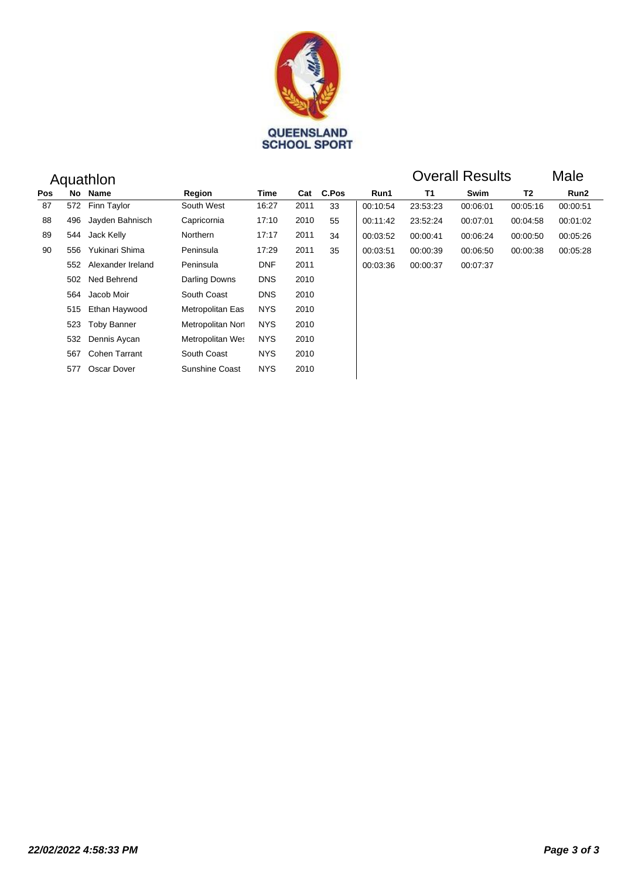QUEENSLAND SCHOOL SPORT

## Aquathlon

## Overall Results Male

| Pos | No | Name | Region | Time | Cat | C.Pos | Run1 | T1 | Swim | T2 | Run2 |
|---|---|---|---|---|---|---|---|---|---|---|---|
| 87 | 572 | Finn Taylor | South West | 16:27 | 2011 | 33 | 00:10:54 | 23:53:23 | 00:06:01 | 00:05:16 | 00:00:51 |
| 88 | 496 | Jayden Bahnisch | Capricornia | 17:10 | 2010 | 55 | 00:11:42 | 23:52:24 | 00:07:01 | 00:04:58 | 00:01:02 |
| 89 | 544 | Jack Kelly | Northern | 17:17 | 2011 | 34 | 00:03:52 | 00:00:41 | 00:06:24 | 00:00:50 | 00:05:26 |
| 90 | 556 | Yukinari Shima | Peninsula | 17:29 | 2011 | 35 | 00:03:51 | 00:00:39 | 00:06:50 | 00:00:38 | 00:05:28 |
| | 552 | Alexander Ireland | Peninsula | DNF | 2011 | | 00:03:36 | 00:00:37 | 00:07:37 | | |
| | 502 | Ned Behrend | Darling Downs | DNS | 2010 | | | | | | |
| | 564 | Jacob Moir | South Coast | DNS | 2010 | | | | | | |
| | 515 | Ethan Haywood | Metropolitan Eas | NYS | 2010 | | | | | | |
| | 523 | Toby Banner | Metropolitan Nort | NYS | 2010 | | | | | | |
| | 532 | Dennis Aycan | Metropolitan Wes | NYS | 2010 | | | | | | |
| | 567 | Cohen Tarrant | South Coast | NYS | 2010 | | | | | | |
| | 577 | Oscar Dover | Sunshine Coast | NYS | 2010 | | | | | | |

*22/02/2022 4:58:33 PM*